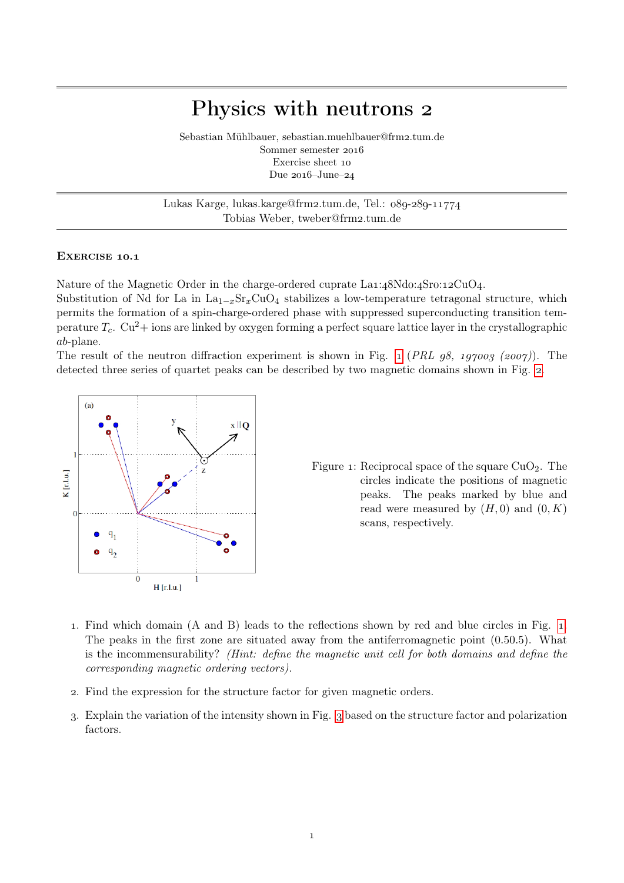# Physics with neutrons 2

Sebastian Mühlbauer, sebastian.muehlbauer@frm2.tum.de
Sommer semester 2016
Exercise sheet 10
Due 2016–June–24

Lukas Karge, lukas.karge@frm2.tum.de, Tel.: 089-289-11774
Tobias Weber, tweber@frm2.tum.de

### Exercise 10.1

Nature of the Magnetic Order in the charge-ordered cuprate La1:48Nd0:4Sr0:12CuO4.
Substitution of Nd for La in $La_{1-x}Sr_xCuO_4$ stabilizes a low-temperature tetragonal structure, which permits the formation of a spin-charge-ordered phase with suppressed superconducting transition temperature $T_c$. $Cu^2+$ ions are linked by oxygen forming a perfect square lattice layer in the crystallographic $ab$-plane.
The result of the neutron diffraction experiment is shown in Fig. 1 (*PRL 98, 197003 (2007)*). The detected three series of quartet peaks can be described by two magnetic domains shown in Fig. 2.

Figure 1: Reciprocal space of the square $CuO_2$. The circles indicate the positions of magnetic peaks. The peaks marked by blue and read were measured by $(H, 0)$ and $(0, K)$ scans, respectively.

1. Find which domain (A and B) leads to the reflections shown by red and blue circles in Fig. 1. The peaks in the first zone are situated away from the antiferromagnetic point (0.50.5). What is the incommensurability? *(Hint: define the magnetic unit cell for both domains and define the corresponding magnetic ordering vectors)*.
2. Find the expression for the structure factor for given magnetic orders.
3. Explain the variation of the intensity shown in Fig. 3 based on the structure factor and polarization factors.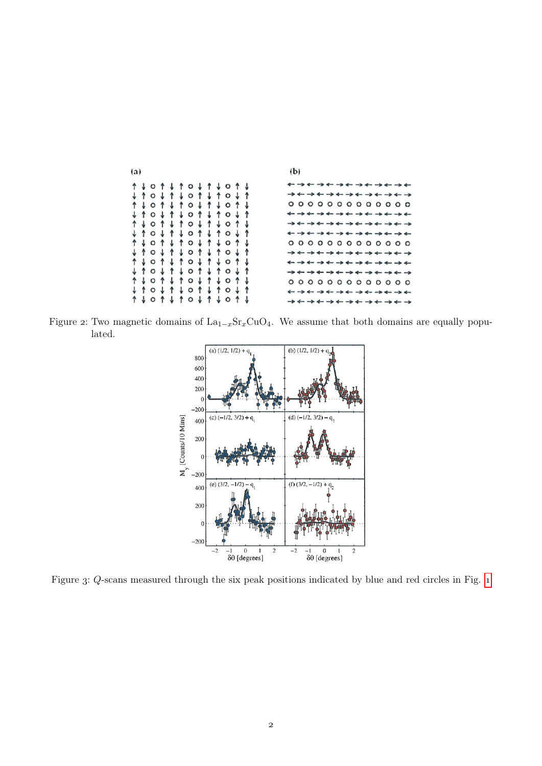Figure 2: Two magnetic domains of $La_{1-x}Sr_xCuO_4$. We assume that both domains are equally populated.

Figure 3: $Q$-scans measured through the six peak positions indicated by blue and red circles in Fig. 1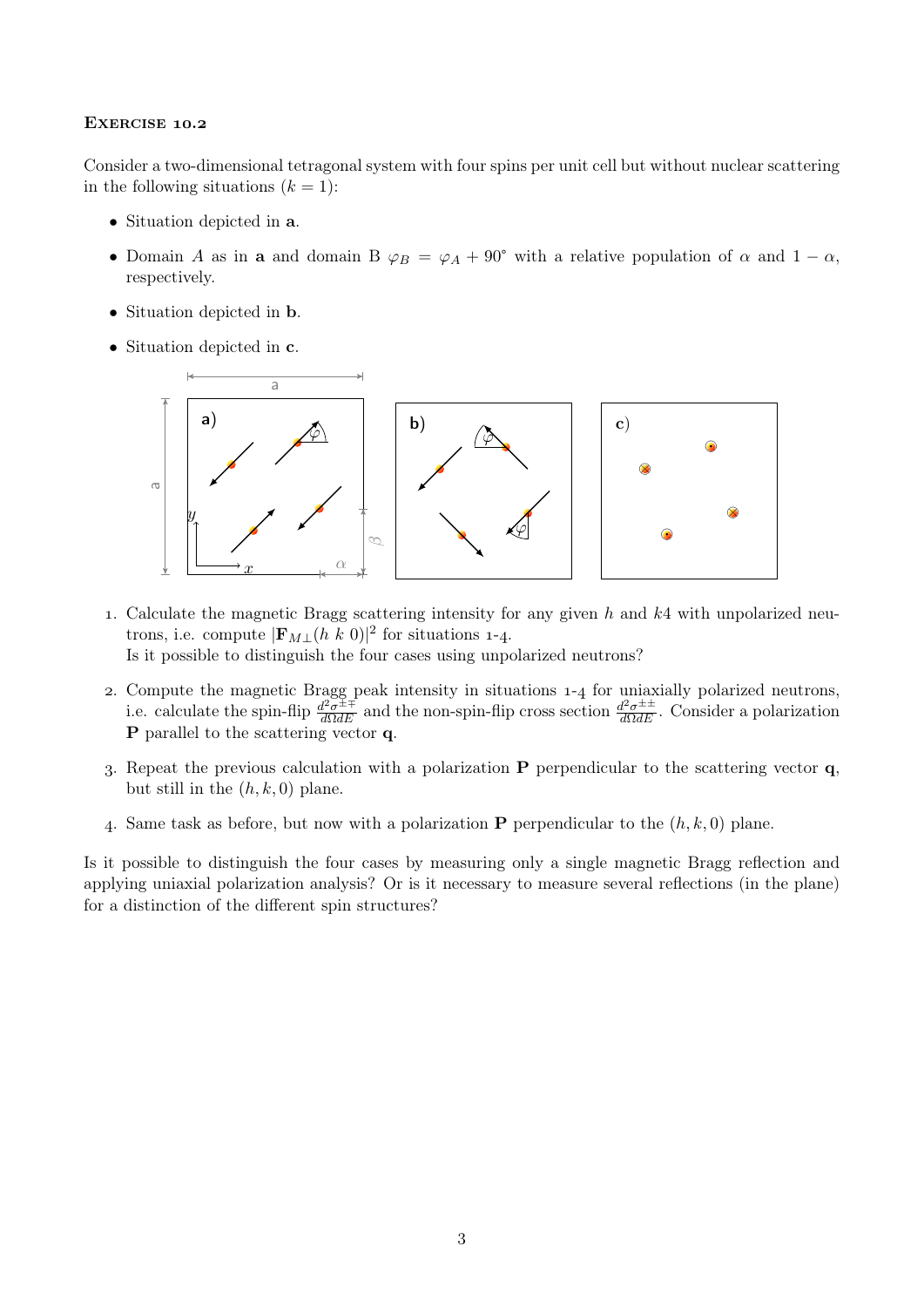**EXERCISE 10.2**

Consider a two-dimensional tetragonal system with four spins per unit cell but without nuclear scattering in the following situations ($k = 1$):

- Situation depicted in **a**.
- Domain $A$ as in **a** and domain B $\varphi_B = \varphi_A + 90°$ with a relative population of $\alpha$ and $1 - \alpha$, respectively.
- Situation depicted in **b**.
- Situation depicted in **c**.

a

a

a)

$y$

$x$

$\varphi$

$\alpha$

$\beta$

b)

$\varphi$

$\varphi$

c)

1. Calculate the magnetic Bragg scattering intensity for any given $h$ and $k4$ with unpolarized neutrons, i.e. compute $|\mathbf{F}_{M\perp}(h\ k\ 0)|^2$ for situations 1-4.
   Is it possible to distinguish the four cases using unpolarized neutrons?

2. Compute the magnetic Bragg peak intensity in situations 1-4 for uniaxially polarized neutrons, i.e. calculate the spin-flip $\frac{d^2\sigma^{\pm\mp}}{d\Omega dE}$ and the non-spin-flip cross section $\frac{d^2\sigma^{\pm\pm}}{d\Omega dE}$. Consider a polarization $\mathbf{P}$ parallel to the scattering vector $\mathbf{q}$.

3. Repeat the previous calculation with a polarization $\mathbf{P}$ perpendicular to the scattering vector $\mathbf{q}$, but still in the $(h, k, 0)$ plane.

4. Same task as before, but now with a polarization $\mathbf{P}$ perpendicular to the $(h, k, 0)$ plane.

Is it possible to distinguish the four cases by measuring only a single magnetic Bragg reflection and applying uniaxial polarization analysis? Or is it necessary to measure several reflections (in the plane) for a distinction of the different spin structures?